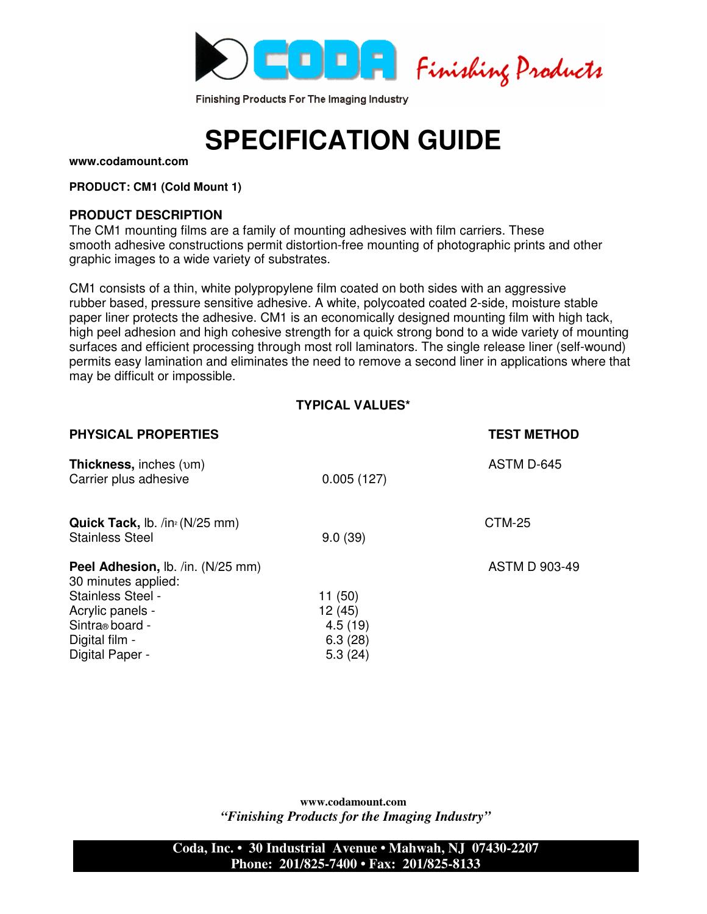CODA Finishing Products

Finishing Products For The Imaging Industry

# SPECIFICATION GUIDE

**www.codamount.com**

**PRODUCT: CM1 (Cold Mount 1)**

## PRODUCT DESCRIPTION

The CM1 mounting films are a family of mounting adhesives with film carriers. These smooth adhesive constructions permit distortion-free mounting of photographic prints and other graphic images to a wide variety of substrates.

CM1 consists of a thin, white polypropylene film coated on both sides with an aggressive rubber based, pressure sensitive adhesive. A white, polycoated coated 2-side, moisture stable paper liner protects the adhesive. CM1 is an economically designed mounting film with high tack, high peel adhesion and high cohesive strength for a quick strong bond to a wide variety of mounting surfaces and efficient processing through most roll laminators. The single release liner (self-wound) permits easy lamination and eliminates the need to remove a second liner in applications where that may be difficult or impossible.

**TYPICAL VALUES***

| PHYSICAL PROPERTIES | | TEST METHOD |
|---|---|---|
| **Thickness,** inches (υm) | | ASTM D-645 |
| Carrier plus adhesive | 0.005 (127) | |
| **Quick Tack,** lb. /in² (N/25 mm) | | CTM-25 |
| Stainless Steel | 9.0 (39) | |
| **Peel Adhesion,** lb. /in. (N/25 mm) | | ASTM D 903-49 |
| 30 minutes applied: | | |
| Stainless Steel - | 11 (50) | |
| Acrylic panels - | 12 (45) | |
| Sintra® board - | 4.5 (19) | |
| Digital film - | 6.3 (28) | |
| Digital Paper - | 5.3 (24) | |

**www.codamount.com**
*"Finishing Products for the Imaging Industry"*

**Coda, Inc. • 30 Industrial Avenue • Mahwah, NJ 07430-2207**
**Phone: 201/825-7400 • Fax: 201/825-8133**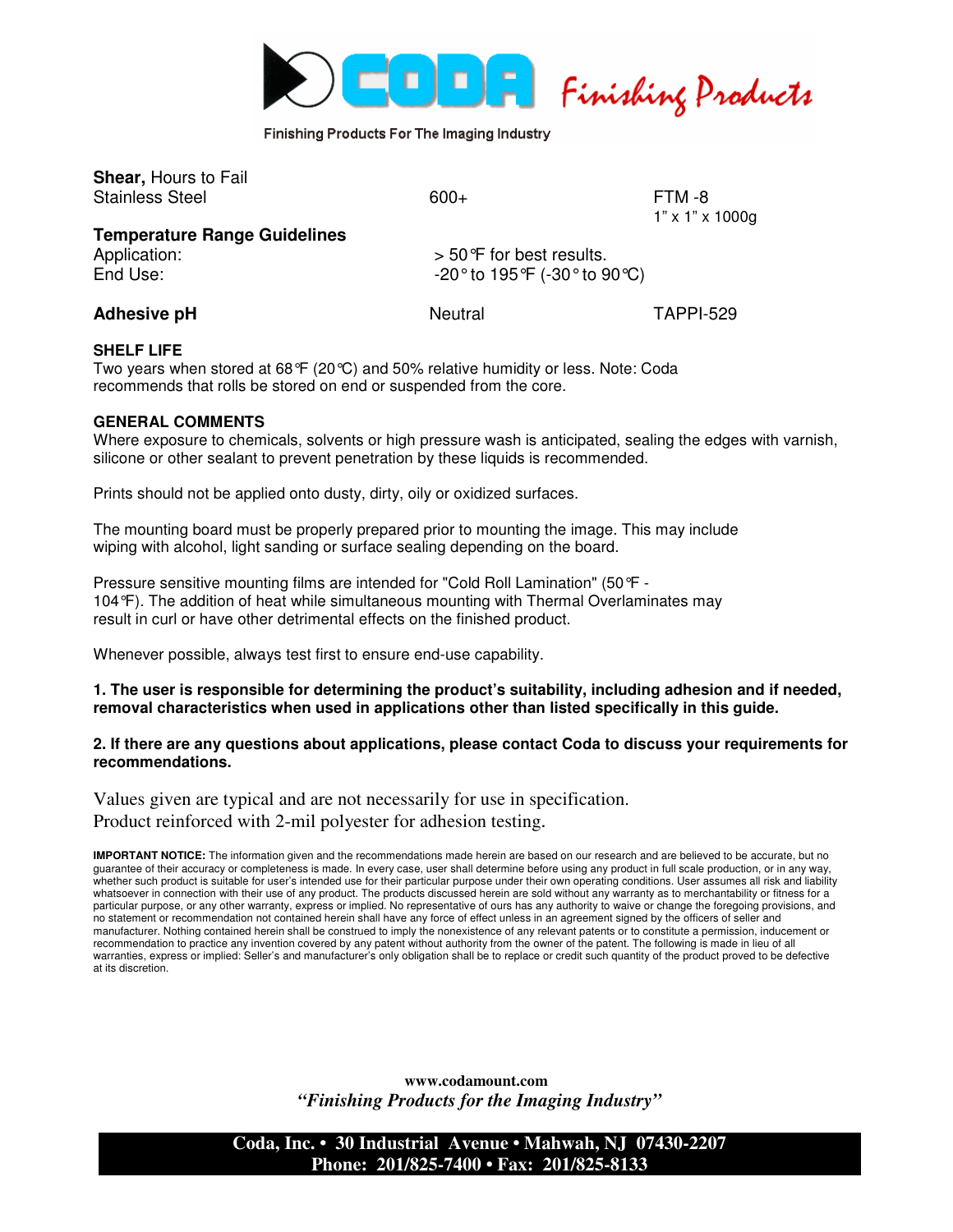**Shear,** Hours to Fail

| | | |
|---|---|---|
| Stainless Steel | 600+ | FTM -8<br>1" x 1" x 1000g |

**Temperature Range Guidelines**

| | |
|---|---|
| Application: | > 50°F for best results. |
| End Use: | -20° to 195°F (-30° to 90°C) |

| | | |
|---|---|---|
| **Adhesive pH** | Neutral | TAPPI-529 |

**SHELF LIFE**

Two years when stored at 68°F (20°C) and 50% relative humidity or less. Note: Coda recommends that rolls be stored on end or suspended from the core.

**GENERAL COMMENTS**

Where exposure to chemicals, solvents or high pressure wash is anticipated, sealing the edges with varnish, silicone or other sealant to prevent penetration by these liquids is recommended.

Prints should not be applied onto dusty, dirty, oily or oxidized surfaces.

The mounting board must be properly prepared prior to mounting the image. This may include wiping with alcohol, light sanding or surface sealing depending on the board.

Pressure sensitive mounting films are intended for "Cold Roll Lamination" (50°F - 104°F). The addition of heat while simultaneous mounting with Thermal Overlaminates may result in curl or have other detrimental effects on the finished product.

Whenever possible, always test first to ensure end-use capability.

**1. The user is responsible for determining the product's suitability, including adhesion and if needed, removal characteristics when used in applications other than listed specifically in this guide.**

**2. If there are any questions about applications, please contact Coda to discuss your requirements for recommendations.**

Values given are typical and are not necessarily for use in specification.
Product reinforced with 2-mil polyester for adhesion testing.

**IMPORTANT NOTICE:** The information given and the recommendations made herein are based on our research and are believed to be accurate, but no guarantee of their accuracy or completeness is made. In every case, user shall determine before using any product in full scale production, or in any way, whether such product is suitable for user's intended use for their particular purpose under their own operating conditions. User assumes all risk and liability whatsoever in connection with their use of any product. The products discussed herein are sold without any warranty as to merchantability or fitness for a particular purpose, or any other warranty, express or implied. No representative of ours has any authority to waive or change the foregoing provisions, and no statement or recommendation not contained herein shall have any force of effect unless in an agreement signed by the officers of seller and manufacturer. Nothing contained herein shall be construed to imply the nonexistence of any relevant patents or to constitute a permission, inducement or recommendation to practice any invention covered by any patent without authority from the owner of the patent. The following is made in lieu of all warranties, express or implied: Seller's and manufacturer's only obligation shall be to replace or credit such quantity of the product proved to be defective at its discretion.

**www.codamount.com**

***"Finishing Products for the Imaging Industry"***

**Coda, Inc. • 30 Industrial Avenue • Mahwah, NJ 07430-2207**
**Phone: 201/825-7400 • Fax: 201/825-8133**